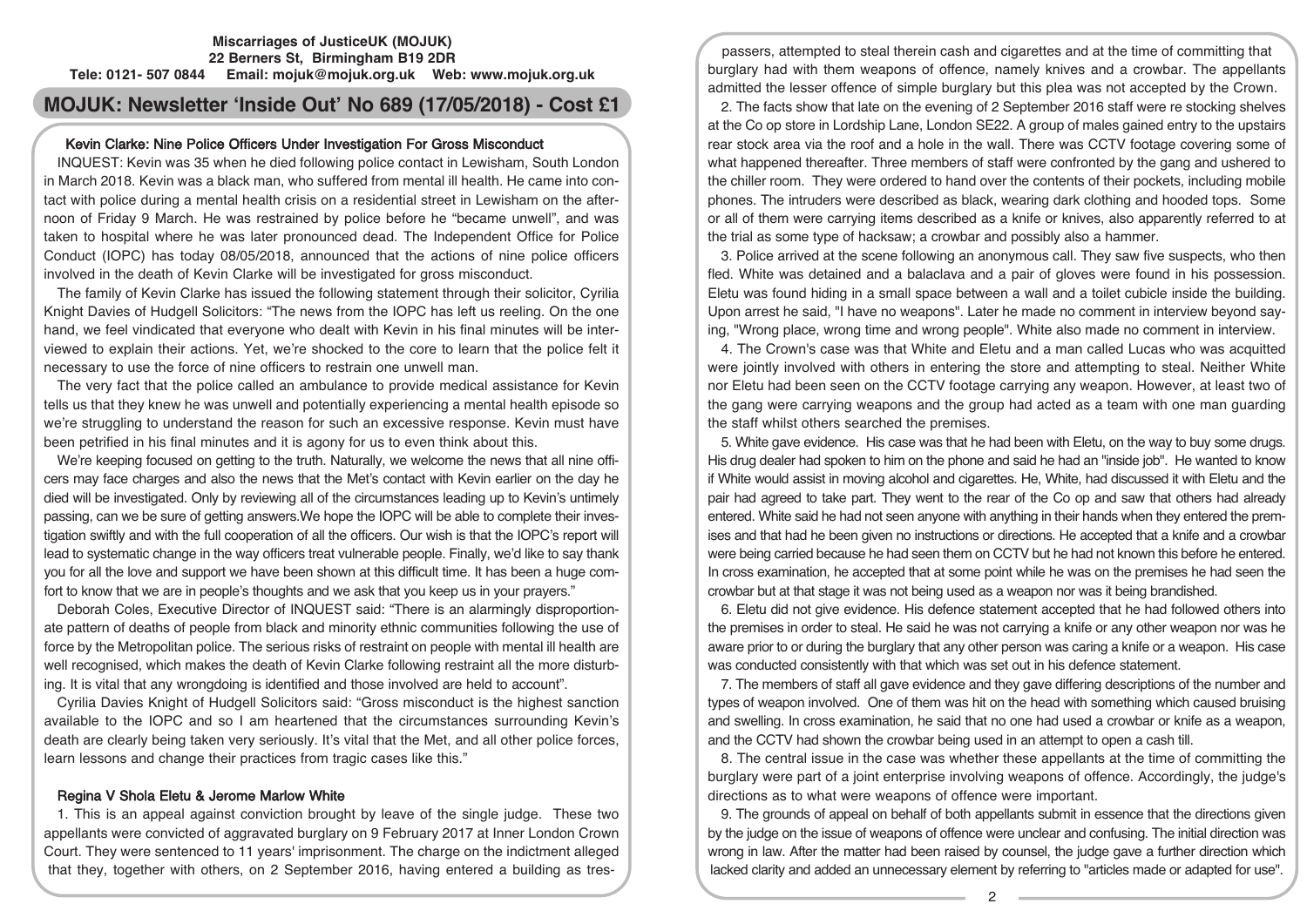**Miscarriages of JusticeUK (MOJUK)**
**22 Berners St, Birmingham B19 2DR**
**Tele: 0121- 507 0844 Email: mojuk@mojuk.org.uk Web: www.mojuk.org.uk**

# MOJUK: Newsletter 'Inside Out' No 689 (17/05/2018) - Cost £1

## Kevin Clarke: Nine Police Officers Under Investigation For Gross Misconduct

INQUEST: Kevin was 35 when he died following police contact in Lewisham, South London in March 2018. Kevin was a black man, who suffered from mental ill health. He came into contact with police during a mental health crisis on a residential street in Lewisham on the afternoon of Friday 9 March. He was restrained by police before he "became unwell", and was taken to hospital where he was later pronounced dead. The Independent Office for Police Conduct (IOPC) has today 08/05/2018, announced that the actions of nine police officers involved in the death of Kevin Clarke will be investigated for gross misconduct.

The family of Kevin Clarke has issued the following statement through their solicitor, Cyrilia Knight Davies of Hudgell Solicitors: "The news from the IOPC has left us reeling. On the one hand, we feel vindicated that everyone who dealt with Kevin in his final minutes will be interviewed to explain their actions. Yet, we're shocked to the core to learn that the police felt it necessary to use the force of nine officers to restrain one unwell man.

The very fact that the police called an ambulance to provide medical assistance for Kevin tells us that they knew he was unwell and potentially experiencing a mental health episode so we're struggling to understand the reason for such an excessive response. Kevin must have been petrified in his final minutes and it is agony for us to even think about this.

We're keeping focused on getting to the truth. Naturally, we welcome the news that all nine officers may face charges and also the news that the Met's contact with Kevin earlier on the day he died will be investigated. Only by reviewing all of the circumstances leading up to Kevin's untimely passing, can we be sure of getting answers.We hope the IOPC will be able to complete their investigation swiftly and with the full cooperation of all the officers. Our wish is that the IOPC's report will lead to systematic change in the way officers treat vulnerable people. Finally, we'd like to say thank you for all the love and support we have been shown at this difficult time. It has been a huge comfort to know that we are in people's thoughts and we ask that you keep us in your prayers."

Deborah Coles, Executive Director of INQUEST said: "There is an alarmingly disproportionate pattern of deaths of people from black and minority ethnic communities following the use of force by the Metropolitan police. The serious risks of restraint on people with mental ill health are well recognised, which makes the death of Kevin Clarke following restraint all the more disturbing. It is vital that any wrongdoing is identified and those involved are held to account".

Cyrilia Davies Knight of Hudgell Solicitors said: "Gross misconduct is the highest sanction available to the IOPC and so I am heartened that the circumstances surrounding Kevin's death are clearly being taken very seriously. It's vital that the Met, and all other police forces, learn lessons and change their practices from tragic cases like this."

## Regina V Shola Eletu & Jerome Marlow White

1. This is an appeal against conviction brought by leave of the single judge. These two appellants were convicted of aggravated burglary on 9 February 2017 at Inner London Crown Court. They were sentenced to 11 years' imprisonment. The charge on the indictment alleged that they, together with others, on 2 September 2016, having entered a building as trespassers, attempted to steal therein cash and cigarettes and at the time of committing that burglary had with them weapons of offence, namely knives and a crowbar. The appellants admitted the lesser offence of simple burglary but this plea was not accepted by the Crown.

2. The facts show that late on the evening of 2 September 2016 staff were re stocking shelves at the Co op store in Lordship Lane, London SE22. A group of males gained entry to the upstairs rear stock area via the roof and a hole in the wall. There was CCTV footage covering some of what happened thereafter. Three members of staff were confronted by the gang and ushered to the chiller room. They were ordered to hand over the contents of their pockets, including mobile phones. The intruders were described as black, wearing dark clothing and hooded tops. Some or all of them were carrying items described as a knife or knives, also apparently referred to at the trial as some type of hacksaw; a crowbar and possibly also a hammer.

3. Police arrived at the scene following an anonymous call. They saw five suspects, who then fled. White was detained and a balaclava and a pair of gloves were found in his possession. Eletu was found hiding in a small space between a wall and a toilet cubicle inside the building. Upon arrest he said, "I have no weapons". Later he made no comment in interview beyond saying, "Wrong place, wrong time and wrong people". White also made no comment in interview.

4. The Crown's case was that White and Eletu and a man called Lucas who was acquitted were jointly involved with others in entering the store and attempting to steal. Neither White nor Eletu had been seen on the CCTV footage carrying any weapon. However, at least two of the gang were carrying weapons and the group had acted as a team with one man guarding the staff whilst others searched the premises.

5. White gave evidence. His case was that he had been with Eletu, on the way to buy some drugs. His drug dealer had spoken to him on the phone and said he had an "inside job". He wanted to know if White would assist in moving alcohol and cigarettes. He, White, had discussed it with Eletu and the pair had agreed to take part. They went to the rear of the Co op and saw that others had already entered. White said he had not seen anyone with anything in their hands when they entered the premises and that had he been given no instructions or directions. He accepted that a knife and a crowbar were being carried because he had seen them on CCTV but he had not known this before he entered. In cross examination, he accepted that at some point while he was on the premises he had seen the crowbar but at that stage it was not being used as a weapon nor was it being brandished.

6. Eletu did not give evidence. His defence statement accepted that he had followed others into the premises in order to steal. He said he was not carrying a knife or any other weapon nor was he aware prior to or during the burglary that any other person was caring a knife or a weapon. His case was conducted consistently with that which was set out in his defence statement.

7. The members of staff all gave evidence and they gave differing descriptions of the number and types of weapon involved. One of them was hit on the head with something which caused bruising and swelling. In cross examination, he said that no one had used a crowbar or knife as a weapon, and the CCTV had shown the crowbar being used in an attempt to open a cash till.

8. The central issue in the case was whether these appellants at the time of committing the burglary were part of a joint enterprise involving weapons of offence. Accordingly, the judge's directions as to what were weapons of offence were important.

9. The grounds of appeal on behalf of both appellants submit in essence that the directions given by the judge on the issue of weapons of offence were unclear and confusing. The initial direction was wrong in law. After the matter had been raised by counsel, the judge gave a further direction which lacked clarity and added an unnecessary element by referring to "articles made or adapted for use".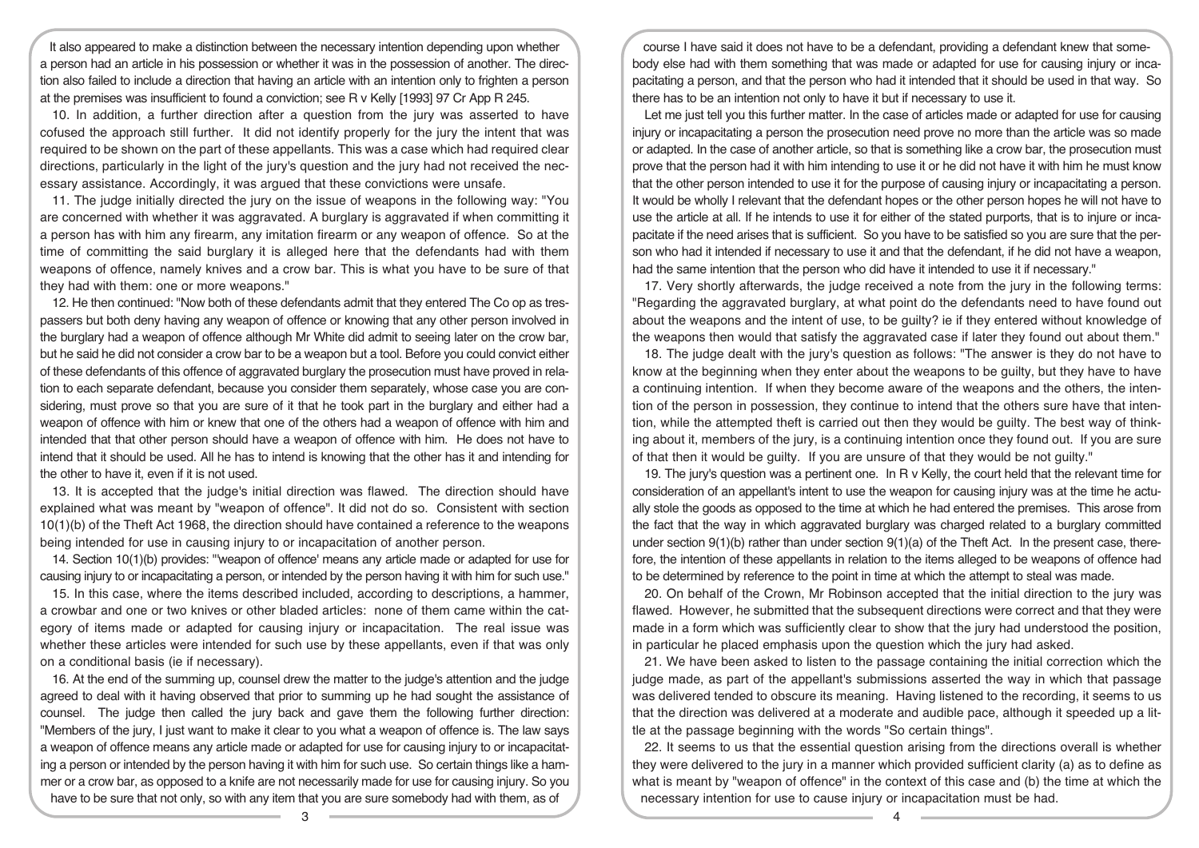It also appeared to make a distinction between the necessary intention depending upon whether a person had an article in his possession or whether it was in the possession of another. The direction also failed to include a direction that having an article with an intention only to frighten a person at the premises was insufficient to found a conviction; see R v Kelly [1993] 97 Cr App R 245.

10. In addition, a further direction after a question from the jury was asserted to have cofused the approach still further. It did not identify properly for the jury the intent that was required to be shown on the part of these appellants. This was a case which had required clear directions, particularly in the light of the jury's question and the jury had not received the necessary assistance. Accordingly, it was argued that these convictions were unsafe.

11. The judge initially directed the jury on the issue of weapons in the following way: "You are concerned with whether it was aggravated. A burglary is aggravated if when committing it a person has with him any firearm, any imitation firearm or any weapon of offence. So at the time of committing the said burglary it is alleged here that the defendants had with them weapons of offence, namely knives and a crow bar. This is what you have to be sure of that they had with them: one or more weapons."

12. He then continued: "Now both of these defendants admit that they entered The Co op as trespassers but both deny having any weapon of offence or knowing that any other person involved in the burglary had a weapon of offence although Mr White did admit to seeing later on the crow bar, but he said he did not consider a crow bar to be a weapon but a tool. Before you could convict either of these defendants of this offence of aggravated burglary the prosecution must have proved in relation to each separate defendant, because you consider them separately, whose case you are considering, must prove so that you are sure of it that he took part in the burglary and either had a weapon of offence with him or knew that one of the others had a weapon of offence with him and intended that that other person should have a weapon of offence with him. He does not have to intend that it should be used. All he has to intend is knowing that the other has it and intending for the other to have it, even if it is not used.

13. It is accepted that the judge's initial direction was flawed. The direction should have explained what was meant by "weapon of offence". It did not do so. Consistent with section 10(1)(b) of the Theft Act 1968, the direction should have contained a reference to the weapons being intended for use in causing injury to or incapacitation of another person.

14. Section 10(1)(b) provides: "'weapon of offence' means any article made or adapted for use for causing injury to or incapacitating a person, or intended by the person having it with him for such use."

15. In this case, where the items described included, according to descriptions, a hammer, a crowbar and one or two knives or other bladed articles: none of them came within the category of items made or adapted for causing injury or incapacitation. The real issue was whether these articles were intended for such use by these appellants, even if that was only on a conditional basis (ie if necessary).

16. At the end of the summing up, counsel drew the matter to the judge's attention and the judge agreed to deal with it having observed that prior to summing up he had sought the assistance of counsel. The judge then called the jury back and gave them the following further direction: "Members of the jury, I just want to make it clear to you what a weapon of offence is. The law says a weapon of offence means any article made or adapted for use for causing injury to or incapacitating a person or intended by the person having it with him for such use. So certain things like a hammer or a crow bar, as opposed to a knife are not necessarily made for use for causing injury. So you have to be sure that not only, so with any item that you are sure somebody had with them, as of course I have said it does not have to be a defendant, providing a defendant knew that somebody else had with them something that was made or adapted for use for causing injury or incapacitating a person, and that the person who had it intended that it should be used in that way. So there has to be an intention not only to have it but if necessary to use it.

Let me just tell you this further matter. In the case of articles made or adapted for use for causing injury or incapacitating a person the prosecution need prove no more than the article was so made or adapted. In the case of another article, so that is something like a crow bar, the prosecution must prove that the person had it with him intending to use it or he did not have it with him he must know that the other person intended to use it for the purpose of causing injury or incapacitating a person. It would be wholly I relevant that the defendant hopes or the other person hopes he will not have to use the article at all. If he intends to use it for either of the stated purports, that is to injure or incapacitate if the need arises that is sufficient. So you have to be satisfied so you are sure that the person who had it intended if necessary to use it and that the defendant, if he did not have a weapon, had the same intention that the person who did have it intended to use it if necessary."

17. Very shortly afterwards, the judge received a note from the jury in the following terms: "Regarding the aggravated burglary, at what point do the defendants need to have found out about the weapons and the intent of use, to be guilty? ie if they entered without knowledge of the weapons then would that satisfy the aggravated case if later they found out about them."

18. The judge dealt with the jury's question as follows: "The answer is they do not have to know at the beginning when they enter about the weapons to be guilty, but they have to have a continuing intention. If when they become aware of the weapons and the others, the intention of the person in possession, they continue to intend that the others sure have that intention, while the attempted theft is carried out then they would be guilty. The best way of thinking about it, members of the jury, is a continuing intention once they found out. If you are sure of that then it would be guilty. If you are unsure of that they would be not guilty."

19. The jury's question was a pertinent one. In R v Kelly, the court held that the relevant time for consideration of an appellant's intent to use the weapon for causing injury was at the time he actually stole the goods as opposed to the time at which he had entered the premises. This arose from the fact that the way in which aggravated burglary was charged related to a burglary committed under section 9(1)(b) rather than under section 9(1)(a) of the Theft Act. In the present case, therefore, the intention of these appellants in relation to the items alleged to be weapons of offence had to be determined by reference to the point in time at which the attempt to steal was made.

20. On behalf of the Crown, Mr Robinson accepted that the initial direction to the jury was flawed. However, he submitted that the subsequent directions were correct and that they were made in a form which was sufficiently clear to show that the jury had understood the position, in particular he placed emphasis upon the question which the jury had asked.

21. We have been asked to listen to the passage containing the initial correction which the judge made, as part of the appellant's submissions asserted the way in which that passage was delivered tended to obscure its meaning. Having listened to the recording, it seems to us that the direction was delivered at a moderate and audible pace, although it speeded up a little at the passage beginning with the words "So certain things".

22. It seems to us that the essential question arising from the directions overall is whether they were delivered to the jury in a manner which provided sufficient clarity (a) as to define as what is meant by "weapon of offence" in the context of this case and (b) the time at which the necessary intention for use to cause injury or incapacitation must be had.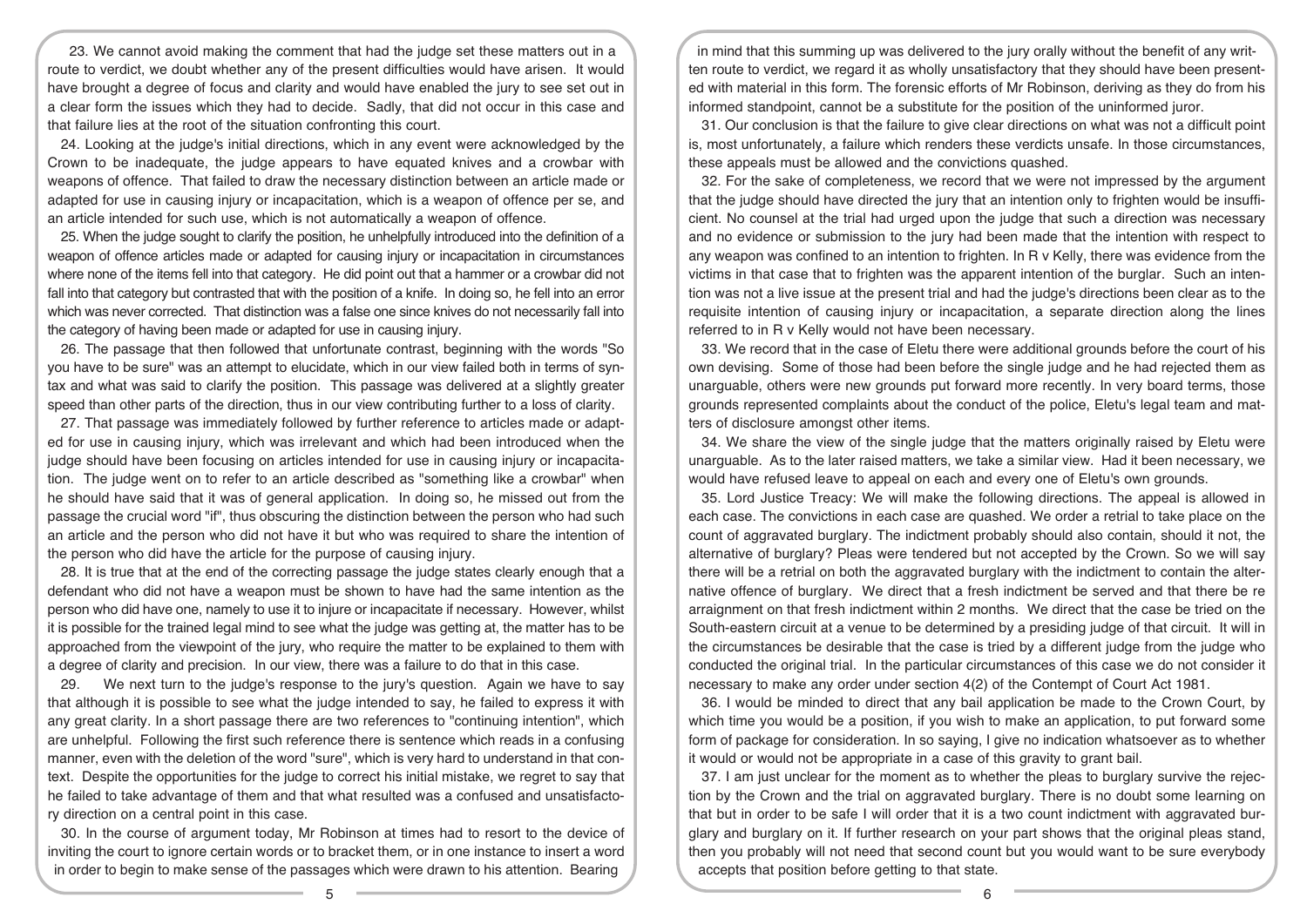23. We cannot avoid making the comment that had the judge set these matters out in a route to verdict, we doubt whether any of the present difficulties would have arisen. It would have brought a degree of focus and clarity and would have enabled the jury to see set out in a clear form the issues which they had to decide. Sadly, that did not occur in this case and that failure lies at the root of the situation confronting this court.

24. Looking at the judge's initial directions, which in any event were acknowledged by the Crown to be inadequate, the judge appears to have equated knives and a crowbar with weapons of offence. That failed to draw the necessary distinction between an article made or adapted for use in causing injury or incapacitation, which is a weapon of offence per se, and an article intended for such use, which is not automatically a weapon of offence.

25. When the judge sought to clarify the position, he unhelpfully introduced into the definition of a weapon of offence articles made or adapted for causing injury or incapacitation in circumstances where none of the items fell into that category. He did point out that a hammer or a crowbar did not fall into that category but contrasted that with the position of a knife. In doing so, he fell into an error which was never corrected. That distinction was a false one since knives do not necessarily fall into the category of having been made or adapted for use in causing injury.

26. The passage that then followed that unfortunate contrast, beginning with the words "So you have to be sure" was an attempt to elucidate, which in our view failed both in terms of syntax and what was said to clarify the position. This passage was delivered at a slightly greater speed than other parts of the direction, thus in our view contributing further to a loss of clarity.

27. That passage was immediately followed by further reference to articles made or adapted for use in causing injury, which was irrelevant and which had been introduced when the judge should have been focusing on articles intended for use in causing injury or incapacitation. The judge went on to refer to an article described as "something like a crowbar" when he should have said that it was of general application. In doing so, he missed out from the passage the crucial word "if", thus obscuring the distinction between the person who had such an article and the person who did not have it but who was required to share the intention of the person who did have the article for the purpose of causing injury.

28. It is true that at the end of the correcting passage the judge states clearly enough that a defendant who did not have a weapon must be shown to have had the same intention as the person who did have one, namely to use it to injure or incapacitate if necessary. However, whilst it is possible for the trained legal mind to see what the judge was getting at, the matter has to be approached from the viewpoint of the jury, who require the matter to be explained to them with a degree of clarity and precision. In our view, there was a failure to do that in this case.

29. We next turn to the judge's response to the jury's question. Again we have to say that although it is possible to see what the judge intended to say, he failed to express it with any great clarity. In a short passage there are two references to "continuing intention", which are unhelpful. Following the first such reference there is sentence which reads in a confusing manner, even with the deletion of the word "sure", which is very hard to understand in that context. Despite the opportunities for the judge to correct his initial mistake, we regret to say that he failed to take advantage of them and that what resulted was a confused and unsatisfactory direction on a central point in this case.

30. In the course of argument today, Mr Robinson at times had to resort to the device of inviting the court to ignore certain words or to bracket them, or in one instance to insert a word in order to begin to make sense of the passages which were drawn to his attention. Bearing in mind that this summing up was delivered to the jury orally without the benefit of any written route to verdict, we regard it as wholly unsatisfactory that they should have been presented with material in this form. The forensic efforts of Mr Robinson, deriving as they do from his informed standpoint, cannot be a substitute for the position of the uninformed juror.

31. Our conclusion is that the failure to give clear directions on what was not a difficult point is, most unfortunately, a failure which renders these verdicts unsafe. In those circumstances, these appeals must be allowed and the convictions quashed.

32. For the sake of completeness, we record that we were not impressed by the argument that the judge should have directed the jury that an intention only to frighten would be insufficient. No counsel at the trial had urged upon the judge that such a direction was necessary and no evidence or submission to the jury had been made that the intention with respect to any weapon was confined to an intention to frighten. In R v Kelly, there was evidence from the victims in that case that to frighten was the apparent intention of the burglar. Such an intention was not a live issue at the present trial and had the judge's directions been clear as to the requisite intention of causing injury or incapacitation, a separate direction along the lines referred to in R v Kelly would not have been necessary.

33. We record that in the case of Eletu there were additional grounds before the court of his own devising. Some of those had been before the single judge and he had rejected them as unarguable, others were new grounds put forward more recently. In very board terms, those grounds represented complaints about the conduct of the police, Eletu's legal team and matters of disclosure amongst other items.

34. We share the view of the single judge that the matters originally raised by Eletu were unarguable. As to the later raised matters, we take a similar view. Had it been necessary, we would have refused leave to appeal on each and every one of Eletu's own grounds.

35. Lord Justice Treacy: We will make the following directions. The appeal is allowed in each case. The convictions in each case are quashed. We order a retrial to take place on the count of aggravated burglary. The indictment probably should also contain, should it not, the alternative of burglary? Pleas were tendered but not accepted by the Crown. So we will say there will be a retrial on both the aggravated burglary with the indictment to contain the alternative offence of burglary. We direct that a fresh indictment be served and that there be re arraignment on that fresh indictment within 2 months. We direct that the case be tried on the South-eastern circuit at a venue to be determined by a presiding judge of that circuit. It will in the circumstances be desirable that the case is tried by a different judge from the judge who conducted the original trial. In the particular circumstances of this case we do not consider it necessary to make any order under section 4(2) of the Contempt of Court Act 1981.

36. I would be minded to direct that any bail application be made to the Crown Court, by which time you would be a position, if you wish to make an application, to put forward some form of package for consideration. In so saying, I give no indication whatsoever as to whether it would or would not be appropriate in a case of this gravity to grant bail.

37. I am just unclear for the moment as to whether the pleas to burglary survive the rejection by the Crown and the trial on aggravated burglary. There is no doubt some learning on that but in order to be safe I will order that it is a two count indictment with aggravated burglary and burglary on it. If further research on your part shows that the original pleas stand, then you probably will not need that second count but you would want to be sure everybody accepts that position before getting to that state.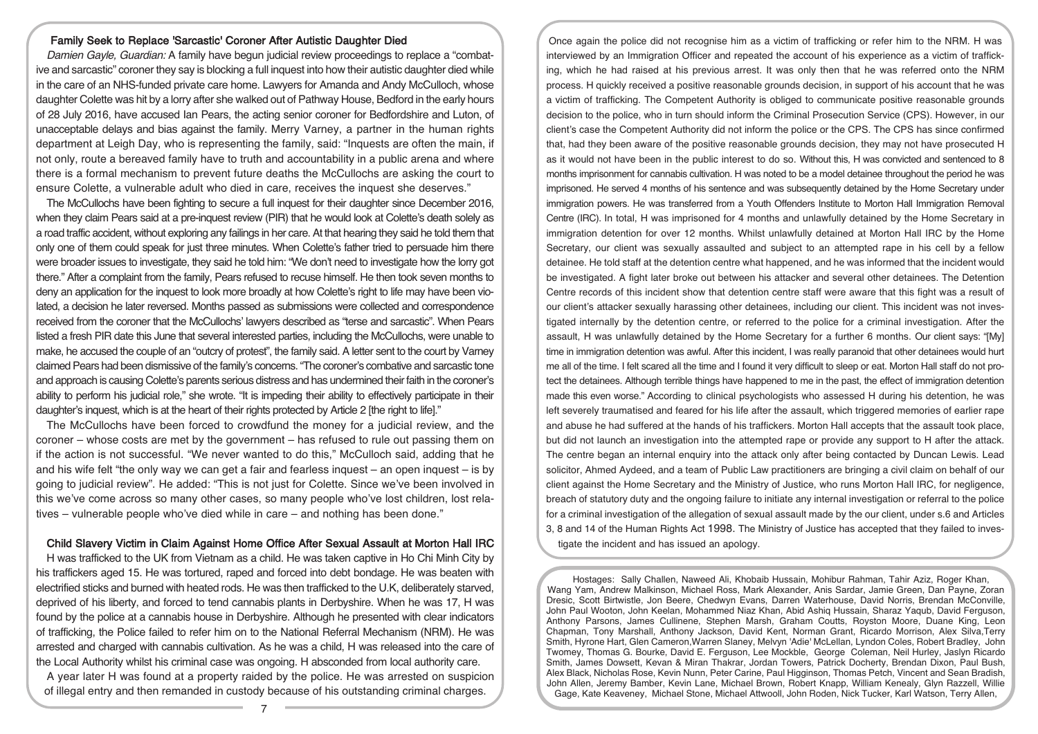### Family Seek to Replace 'Sarcastic' Coroner After Autistic Daughter Died

*Damien Gayle, Guardian:* A family have begun judicial review proceedings to replace a "combative and sarcastic" coroner they say is blocking a full inquest into how their autistic daughter died while in the care of an NHS-funded private care home. Lawyers for Amanda and Andy McCulloch, whose daughter Colette was hit by a lorry after she walked out of Pathway House, Bedford in the early hours of 28 July 2016, have accused Ian Pears, the acting senior coroner for Bedfordshire and Luton, of unacceptable delays and bias against the family. Merry Varney, a partner in the human rights department at Leigh Day, who is representing the family, said: "Inquests are often the main, if not only, route a bereaved family have to truth and accountability in a public arena and where there is a formal mechanism to prevent future deaths the McCullochs are asking the court to ensure Colette, a vulnerable adult who died in care, receives the inquest she deserves."

The McCullochs have been fighting to secure a full inquest for their daughter since December 2016, when they claim Pears said at a pre-inquest review (PIR) that he would look at Colette's death solely as a road traffic accident, without exploring any failings in her care. At that hearing they said he told them that only one of them could speak for just three minutes. When Colette's father tried to persuade him there were broader issues to investigate, they said he told him: "We don't need to investigate how the lorry got there." After a complaint from the family, Pears refused to recuse himself. He then took seven months to deny an application for the inquest to look more broadly at how Colette's right to life may have been violated, a decision he later reversed. Months passed as submissions were collected and correspondence received from the coroner that the McCullochs' lawyers described as "terse and sarcastic". When Pears listed a fresh PIR date this June that several interested parties, including the McCullochs, were unable to make, he accused the couple of an "outcry of protest", the family said. A letter sent to the court by Varney claimed Pears had been dismissive of the family's concerns. "The coroner's combative and sarcastic tone and approach is causing Colette's parents serious distress and has undermined their faith in the coroner's ability to perform his judicial role," she wrote. "It is impeding their ability to effectively participate in their daughter's inquest, which is at the heart of their rights protected by Article 2 [the right to life]."

The McCullochs have been forced to crowdfund the money for a judicial review, and the coroner – whose costs are met by the government – has refused to rule out passing them on if the action is not successful. "We never wanted to do this," McCulloch said, adding that he and his wife felt "the only way we can get a fair and fearless inquest – an open inquest – is by going to judicial review". He added: "This is not just for Colette. Since we've been involved in this we've come across so many other cases, so many people who've lost children, lost relatives – vulnerable people who've died while in care – and nothing has been done."

### Child Slavery Victim in Claim Against Home Office After Sexual Assault at Morton Hall IRC

H was trafficked to the UK from Vietnam as a child. He was taken captive in Ho Chi Minh City by his traffickers aged 15. He was tortured, raped and forced into debt bondage. He was beaten with electrified sticks and burned with heated rods. He was then trafficked to the U.K, deliberately starved, deprived of his liberty, and forced to tend cannabis plants in Derbyshire. When he was 17, H was found by the police at a cannabis house in Derbyshire. Although he presented with clear indicators of trafficking, the Police failed to refer him on to the National Referral Mechanism (NRM). He was arrested and charged with cannabis cultivation. As he was a child, H was released into the care of the Local Authority whilst his criminal case was ongoing. H absconded from local authority care.

A year later H was found at a property raided by the police. He was arrested on suspicion of illegal entry and then remanded in custody because of his outstanding criminal charges.

Once again the police did not recognise him as a victim of trafficking or refer him to the NRM. H was interviewed by an Immigration Officer and repeated the account of his experience as a victim of trafficking, which he had raised at his previous arrest. It was only then that he was referred onto the NRM process. H quickly received a positive reasonable grounds decision, in support of his account that he was a victim of trafficking. The Competent Authority is obliged to communicate positive reasonable grounds decision to the police, who in turn should inform the Criminal Prosecution Service (CPS). However, in our client's case the Competent Authority did not inform the police or the CPS. The CPS has since confirmed that, had they been aware of the positive reasonable grounds decision, they may not have prosecuted H as it would not have been in the public interest to do so. Without this, H was convicted and sentenced to 8 months imprisonment for cannabis cultivation. H was noted to be a model detainee throughout the period he was imprisoned. He served 4 months of his sentence and was subsequently detained by the Home Secretary under immigration powers. He was transferred from a Youth Offenders Institute to Morton Hall Immigration Removal Centre (IRC). In total, H was imprisoned for 4 months and unlawfully detained by the Home Secretary in immigration detention for over 12 months. Whilst unlawfully detained at Morton Hall IRC by the Home Secretary, our client was sexually assaulted and subject to an attempted rape in his cell by a fellow detainee. He told staff at the detention centre what happened, and he was informed that the incident would be investigated. A fight later broke out between his attacker and several other detainees. The Detention Centre records of this incident show that detention centre staff were aware that this fight was a result of our client's attacker sexually harassing other detainees, including our client. This incident was not investigated internally by the detention centre, or referred to the police for a criminal investigation. After the assault, H was unlawfully detained by the Home Secretary for a further 6 months. Our client says: "[My] time in immigration detention was awful. After this incident, I was really paranoid that other detainees would hurt me all of the time. I felt scared all the time and I found it very difficult to sleep or eat. Morton Hall staff do not protect the detainees. Although terrible things have happened to me in the past, the effect of immigration detention made this even worse." According to clinical psychologists who assessed H during his detention, he was left severely traumatised and feared for his life after the assault, which triggered memories of earlier rape and abuse he had suffered at the hands of his traffickers. Morton Hall accepts that the assault took place, but did not launch an investigation into the attempted rape or provide any support to H after the attack. The centre began an internal enquiry into the attack only after being contacted by Duncan Lewis. Lead solicitor, Ahmed Aydeed, and a team of Public Law practitioners are bringing a civil claim on behalf of our client against the Home Secretary and the Ministry of Justice, who runs Morton Hall IRC, for negligence, breach of statutory duty and the ongoing failure to initiate any internal investigation or referral to the police for a criminal investigation of the allegation of sexual assault made by the our client, under s.6 and Articles 3, 8 and 14 of the Human Rights Act 1998. The Ministry of Justice has accepted that they failed to investigate the incident and has issued an apology.

Hostages: Sally Challen, Naweed Ali, Khobaib Hussain, Mohibur Rahman, Tahir Aziz, Roger Khan, Wang Yam, Andrew Malkinson, Michael Ross, Mark Alexander, Anis Sardar, Jamie Green, Dan Payne, Zoran Dresic, Scott Birtwistle, Jon Beere, Chedwyn Evans, Darren Waterhouse, David Norris, Brendan McConville, John Paul Wooton, John Keelan, Mohammed Niaz Khan, Abid Ashiq Hussain, Sharaz Yaqub, David Ferguson, Anthony Parsons, James Cullinene, Stephen Marsh, Graham Coutts, Royston Moore, Duane King, Leon Chapman, Tony Marshall, Anthony Jackson, David Kent, Norman Grant, Ricardo Morrison, Alex Silva,Terry Smith, Hyrone Hart, Glen Cameron,Warren Slaney, Melvyn 'Adie' McLellan, Lyndon Coles, Robert Bradley, John Twomey, Thomas G. Bourke, David E. Ferguson, Lee Mockble, George Coleman, Neil Hurley, Jaslyn Ricardo Smith, James Dowsett, Kevan & Miran Thakrar, Jordan Towers, Patrick Docherty, Brendan Dixon, Paul Bush, Alex Black, Nicholas Rose, Kevin Nunn, Peter Carine, Paul Higginson, Thomas Petch, Vincent and Sean Bradish, John Allen, Jeremy Bamber, Kevin Lane, Michael Brown, Robert Knapp, William Kenealy, Glyn Razzell, Willie Gage, Kate Keaveney, Michael Stone, Michael Attwooll, John Roden, Nick Tucker, Karl Watson, Terry Allen,